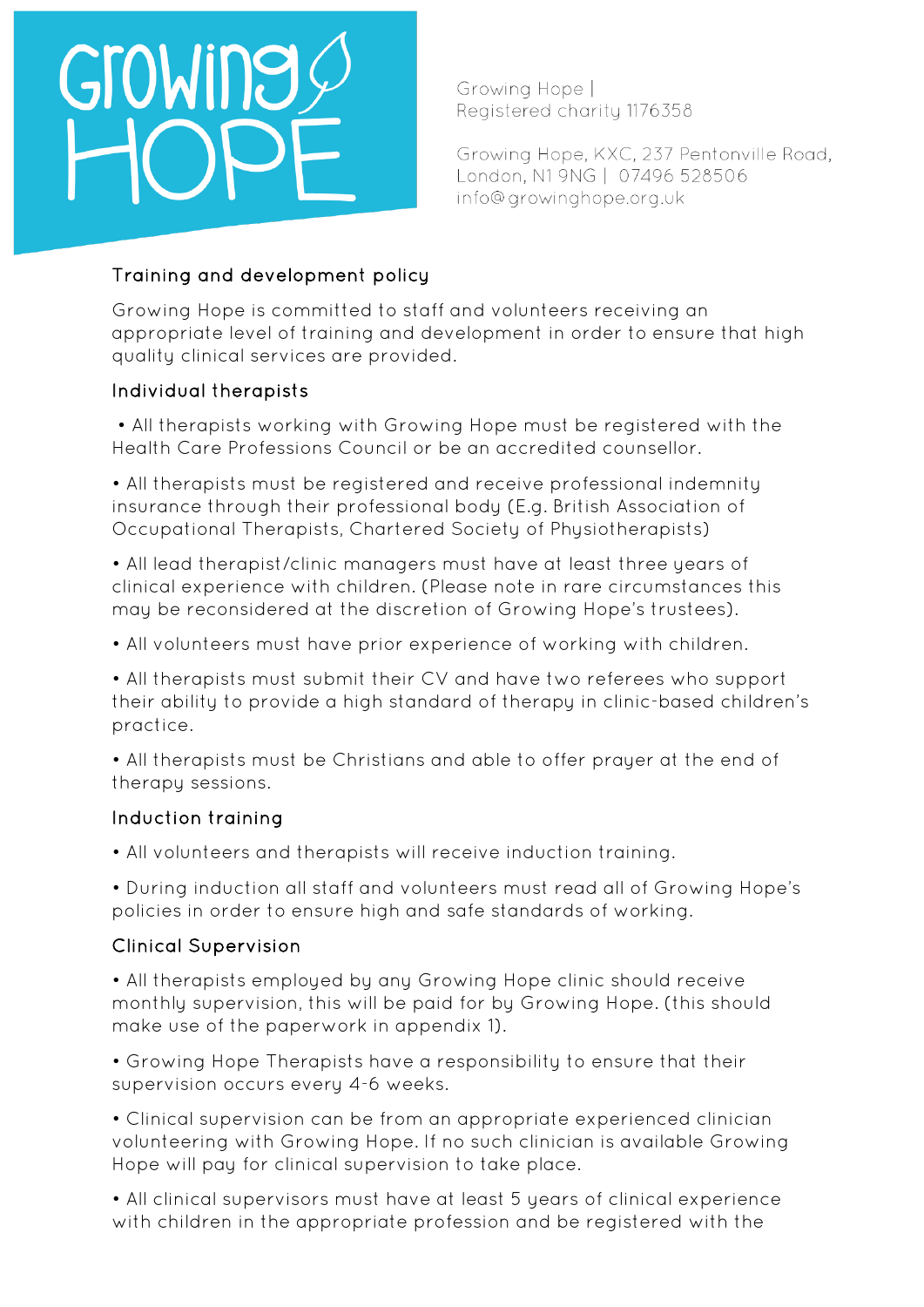Growing HOPE

Growing Hope | Registered charity 1176358

Growing Hope, KXC, 237 Pentonville Road, London, N1 9NG | 07496 528506
info@growinghope.org.uk

## Training and development policy

Growing Hope is committed to staff and volunteers receiving an appropriate level of training and development in order to ensure that high quality clinical services are provided.

### Individual therapists

- All therapists working with Growing Hope must be registered with the Health Care Professions Council or be an accredited counsellor.
- All therapists must be registered and receive professional indemnity insurance through their professional body (E.g. British Association of Occupational Therapists, Chartered Society of Physiotherapists)
- All lead therapist/clinic managers must have at least three years of clinical experience with children. (Please note in rare circumstances this may be reconsidered at the discretion of Growing Hope's trustees).
- All volunteers must have prior experience of working with children.
- All therapists must submit their CV and have two referees who support their ability to provide a high standard of therapy in clinic-based children's practice.
- All therapists must be Christians and able to offer prayer at the end of therapy sessions.

### Induction training

- All volunteers and therapists will receive induction training.
- During induction all staff and volunteers must read all of Growing Hope's policies in order to ensure high and safe standards of working.

### Clinical Supervision

- All therapists employed by any Growing Hope clinic should receive monthly supervision, this will be paid for by Growing Hope. (this should make use of the paperwork in appendix 1).
- Growing Hope Therapists have a responsibility to ensure that their supervision occurs every 4-6 weeks.
- Clinical supervision can be from an appropriate experienced clinician volunteering with Growing Hope. If no such clinician is available Growing Hope will pay for clinical supervision to take place.
- All clinical supervisors must have at least 5 years of clinical experience with children in the appropriate profession and be registered with the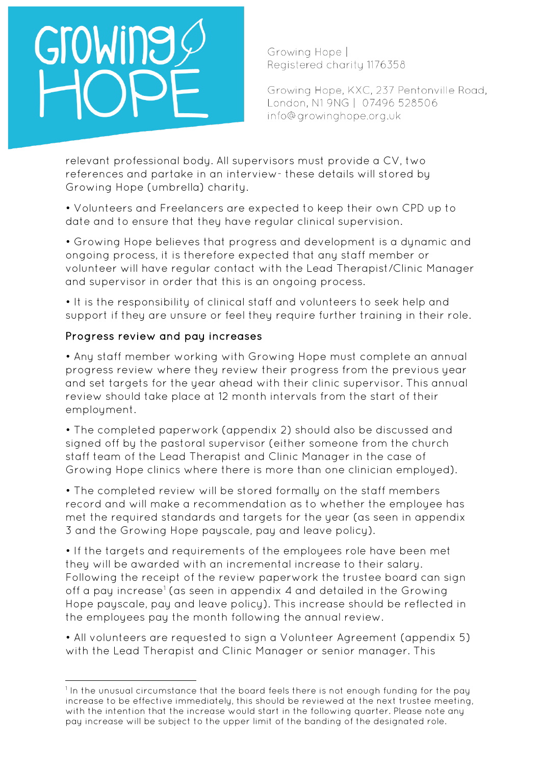relevant professional body. All supervisors must provide a CV, two references and partake in an interview- these details will stored by Growing Hope (umbrella) charity.

• Volunteers and Freelancers are expected to keep their own CPD up to date and to ensure that they have regular clinical supervision.

• Growing Hope believes that progress and development is a dynamic and ongoing process, it is therefore expected that any staff member or volunteer will have regular contact with the Lead Therapist/Clinic Manager and supervisor in order that this is an ongoing process.

• It is the responsibility of clinical staff and volunteers to seek help and support if they are unsure or feel they require further training in their role.

## Progress review and pay increases

• Any staff member working with Growing Hope must complete an annual progress review where they review their progress from the previous year and set targets for the year ahead with their clinic supervisor. This annual review should take place at 12 month intervals from the start of their employment.

• The completed paperwork (appendix 2) should also be discussed and signed off by the pastoral supervisor (either someone from the church staff team of the Lead Therapist and Clinic Manager in the case of Growing Hope clinics where there is more than one clinician employed).

• The completed review will be stored formally on the staff members record and will make a recommendation as to whether the employee has met the required standards and targets for the year (as seen in appendix 3 and the Growing Hope payscale, pay and leave policy).

• If the targets and requirements of the employees role have been met they will be awarded with an incremental increase to their salary. Following the receipt of the review paperwork the trustee board can sign off a pay increase[1] (as seen in appendix 4 and detailed in the Growing Hope payscale, pay and leave policy). This increase should be reflected in the employees pay the month following the annual review.

• All volunteers are requested to sign a Volunteer Agreement (appendix 5) with the Lead Therapist and Clinic Manager or senior manager. This

[1] In the unusual circumstance that the board feels there is not enough funding for the pay increase to be effective immediately, this should be reviewed at the next trustee meeting, with the intention that the increase would start in the following quarter. Please note any pay increase will be subject to the upper limit of the banding of the designated role.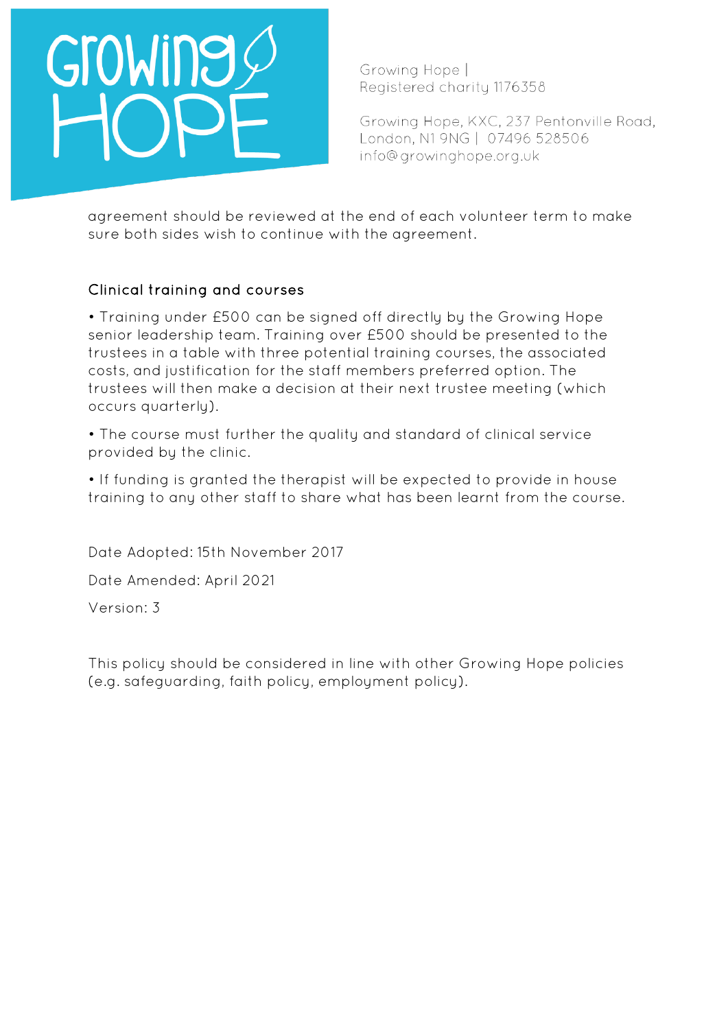agreement should be reviewed at the end of each volunteer term to make sure both sides wish to continue with the agreement.

## Clinical training and courses

- Training under £500 can be signed off directly by the Growing Hope senior leadership team. Training over £500 should be presented to the trustees in a table with three potential training courses, the associated costs, and justification for the staff members preferred option. The trustees will then make a decision at their next trustee meeting (which occurs quarterly).
- The course must further the quality and standard of clinical service provided by the clinic.
- If funding is granted the therapist will be expected to provide in house training to any other staff to share what has been learnt from the course.

Date Adopted: 15th November 2017

Date Amended: April 2021

Version: 3

This policy should be considered in line with other Growing Hope policies (e.g. safeguarding, faith policy, employment policy).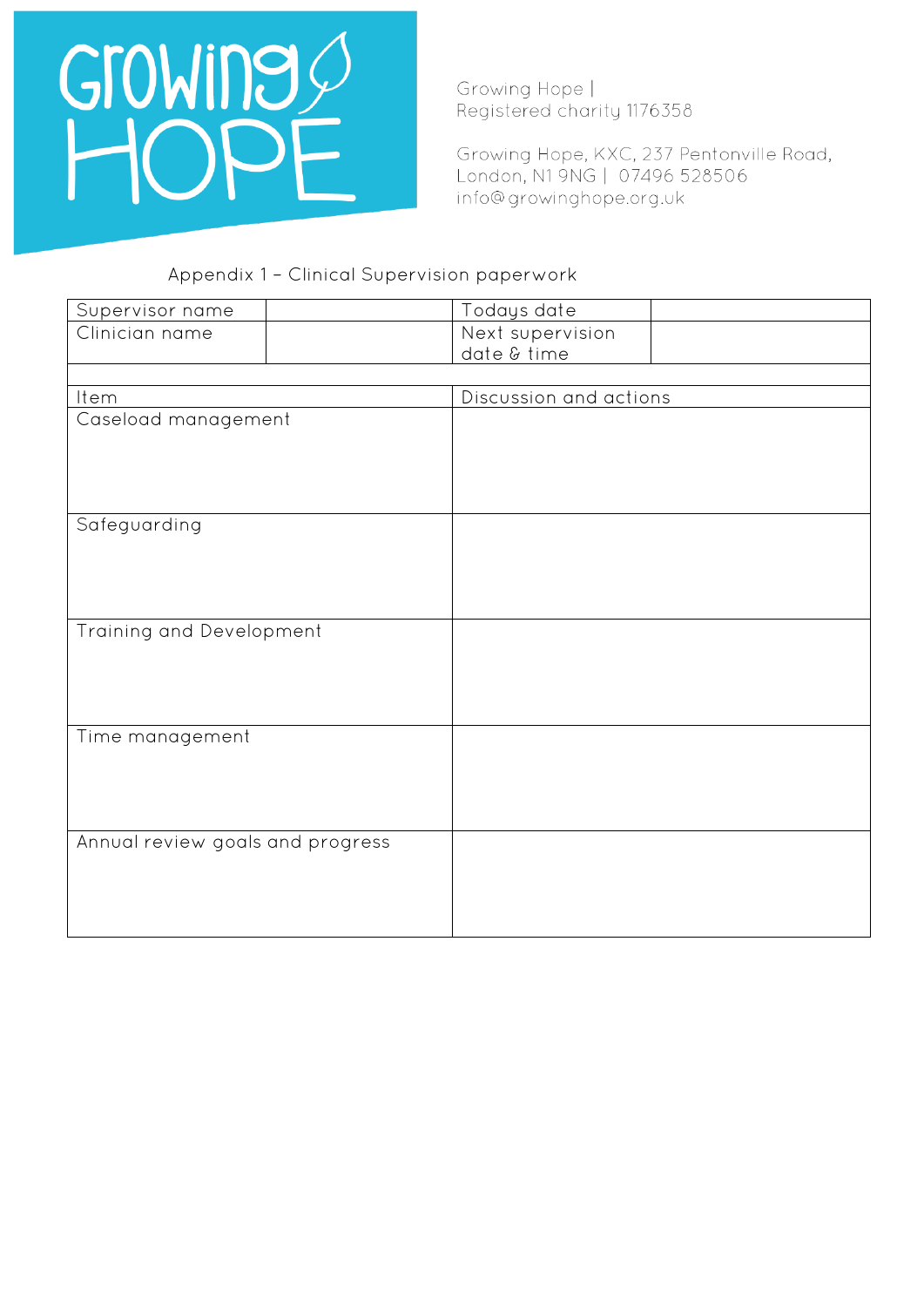Growing Hope |
Registered charity 1176358

Growing Hope, KXC, 237 Pentonville Road, London, N1 9NG | 07496 528506
info@growinghope.org.uk

Appendix 1 – Clinical Supervision paperwork

| Supervisor name | | Todays date | |
|---|---|---|---|
| Clinician name | | Next supervision date & time | |

| Item | Discussion and actions |
|---|---|
| Caseload management | |
| Safeguarding | |
| Training and Development | |
| Time management | |
| Annual review goals and progress | |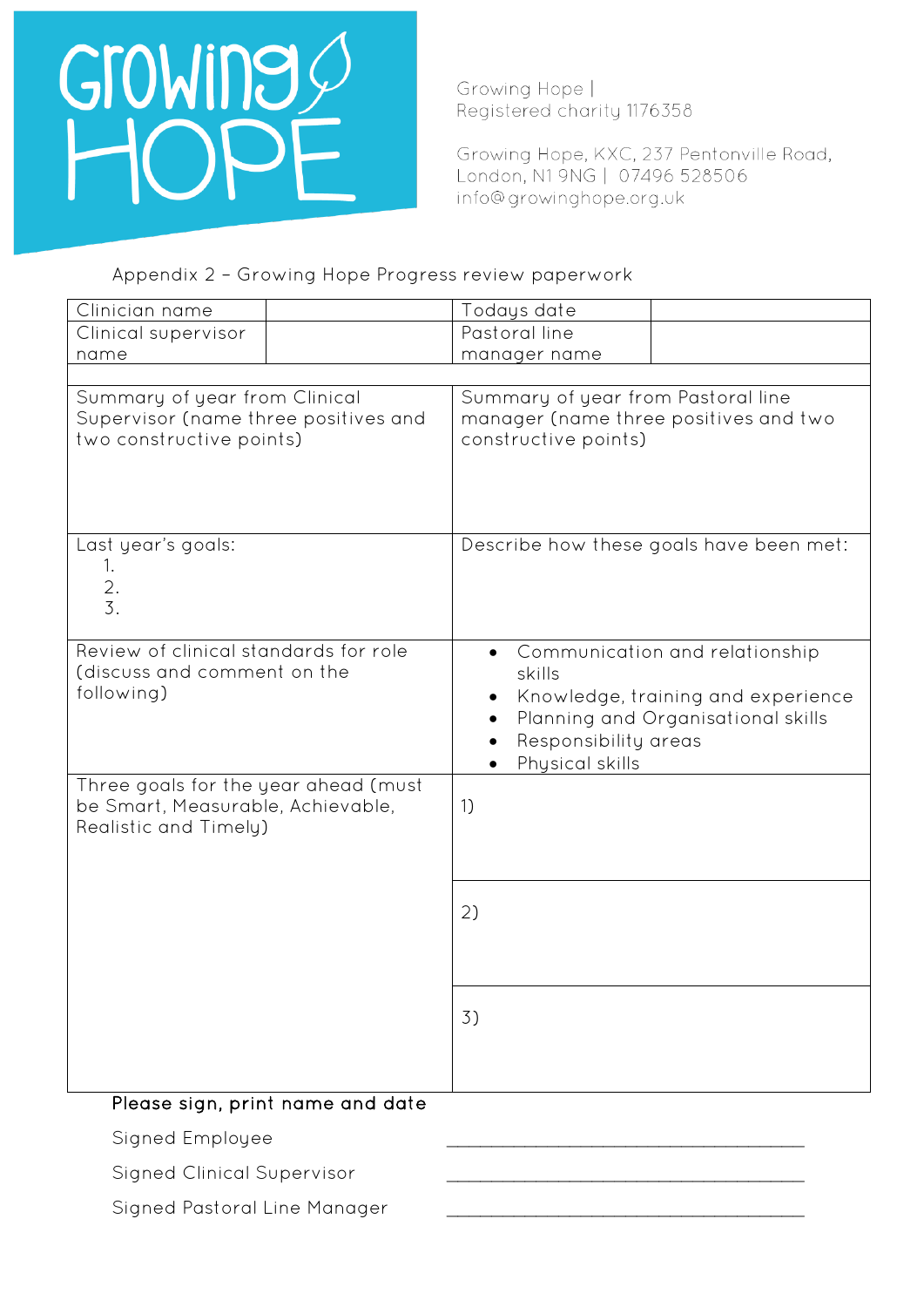Growing Hope | 
Registered charity 1176358

Growing Hope, KXC, 237 Pentonville Road, London, N1 9NG | 07496 528506
info@growinghope.org.uk

Appendix 2 – Growing Hope Progress review paperwork

| Clinician name | | Todays date | |
|---|---|---|---|
| Clinical supervisor name | | Pastoral line manager name | |
| | | | |
| Summary of year from Clinical Supervisor (name three positives and two constructive points) | | Summary of year from Pastoral line manager (name three positives and two constructive points) | |
| Last year's goals:<br>1.<br>2.<br>3. | | Describe how these goals have been met: | |
| Review of clinical standards for role (discuss and comment on the following) | | • Communication and relationship skills<br>• Knowledge, training and experience<br>• Planning and Organisational skills<br>• Responsibility areas<br>• Physical skills | |
| Three goals for the year ahead (must be Smart, Measurable, Achievable, Realistic and Timely) | | 1) | |
| | | 2) | |
| | | 3) | |

**Please sign, print name and date**

Signed Employee ____________________________________

Signed Clinical Supervisor ____________________________________

Signed Pastoral Line Manager ____________________________________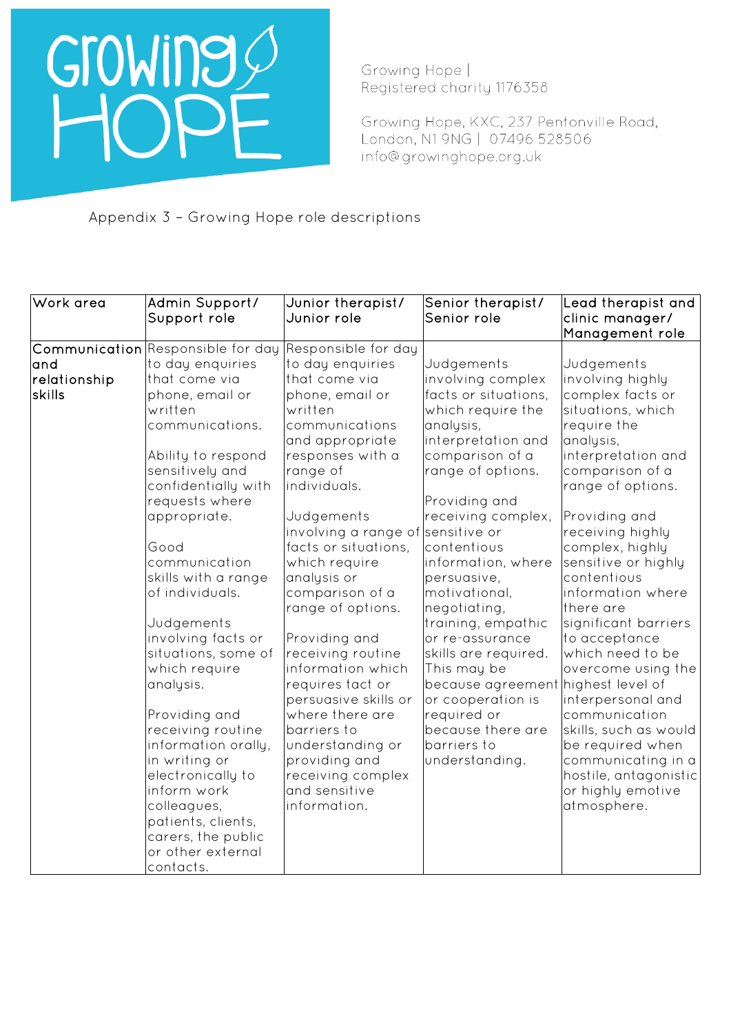Growing Hope | Registered charity 1176358

Growing Hope, KXC, 237 Pentonville Road, London, N1 9NG | 07496 528506 info@growinghope.org.uk

Appendix 3 – Growing Hope role descriptions

| Work area | Admin Support/ Support role | Junior therapist/ Junior role | Senior therapist/ Senior role | Lead therapist and clinic manager/ Management role |
|---|---|---|---|---|
| Communication and relationship skills | Responsible for day to day enquiries that come via phone, email or written communications.<br><br>Ability to respond sensitively and confidentially with requests where appropriate.<br><br>Good communication skills with a range of individuals.<br><br>Judgements involving facts or situations, some of which require analysis.<br><br>Providing and receiving routine information orally, in writing or electronically to inform work colleagues, patients, clients, carers, the public or other external contacts. | Responsible for day to day enquiries that come via phone, email or written communications and appropriate responses with a range of individuals.<br><br>Judgements involving a range of facts or situations, which require analysis or comparison of a range of options.<br><br>Providing and receiving routine information which requires tact or persuasive skills or where there are barriers to understanding or providing and receiving complex and sensitive information. | Judgements involving complex facts or situations, which require the analysis, interpretation and comparison of a range of options.<br><br>Providing and receiving complex, sensitive or contentious information, where persuasive, motivational, negotiating, training, empathic or re-assurance skills are required. This may be because agreement or cooperation is required or because there are barriers to understanding. | Judgements involving highly complex facts or situations, which require the analysis, interpretation and comparison of a range of options.<br><br>Providing and receiving highly complex, highly sensitive or highly contentious information where there are significant barriers to acceptance which need to be overcome using the highest level of interpersonal and communication skills, such as would be required when communicating in a hostile, antagonistic or highly emotive atmosphere. |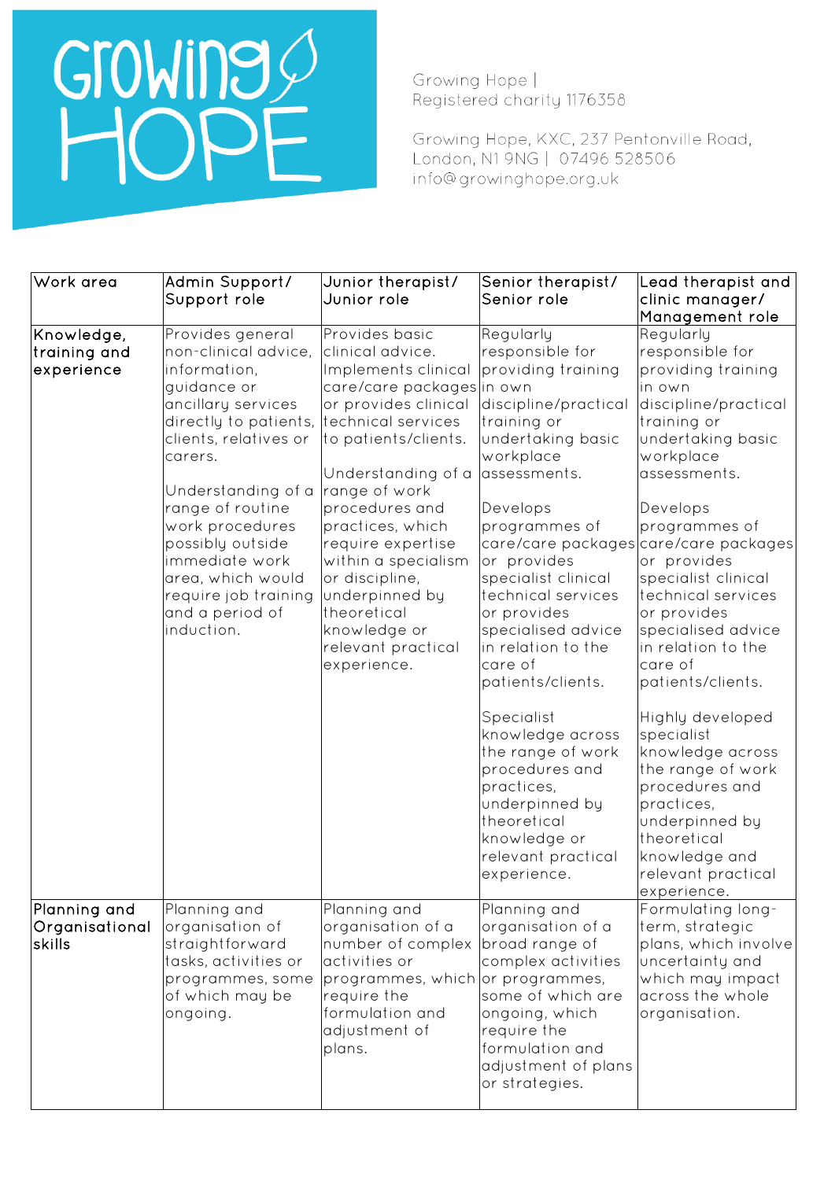Growing Hope | Registered charity 1176358

Growing Hope, KXC, 237 Pentonville Road, London, N1 9NG | 07496 528506 info@growinghope.org.uk

| Work area | Admin Support/ Support role | Junior therapist/ Junior role | Senior therapist/ Senior role | Lead therapist and clinic manager/ Management role |
|---|---|---|---|---|
| Knowledge, training and experience | Provides general non-clinical advice, information, guidance or ancillary services directly to patients, clients, relatives or carers.<br><br>Understanding of a range of routine work procedures possibly outside immediate work area, which would require job training and a period of induction. | Provides basic clinical advice. Implements clinical care/care packages or provides clinical technical services to patients/clients.<br><br>Understanding of a range of work procedures and practices, which require expertise within a specialism or discipline, underpinned by theoretical knowledge or relevant practical experience. | Regularly responsible for providing training in own discipline/practical training or undertaking basic workplace assessments.<br><br>Develops programmes of care/care packages or provides specialist clinical technical services or provides specialised advice in relation to the care of patients/clients.<br><br>Specialist knowledge across the range of work procedures and practices, underpinned by theoretical knowledge or relevant practical experience. | Regularly responsible for providing training in own discipline/practical training or undertaking basic workplace assessments.<br><br>Develops programmes of care/care packages or provides specialist clinical technical services or provides specialised advice in relation to the care of patients/clients.<br><br>Highly developed specialist knowledge across the range of work procedures and practices, underpinned by theoretical knowledge and relevant practical experience. |
| Planning and Organisational skills | Planning and organisation of straightforward tasks, activities or programmes, some of which may be ongoing. | Planning and organisation of a number of complex activities or programmes, which require the formulation and adjustment of plans. | Planning and organisation of a broad range of complex activities or programmes, some of which are ongoing, which require the formulation and adjustment of plans or strategies. | Formulating long-term, strategic plans, which involve uncertainty and which may impact across the whole organisation. |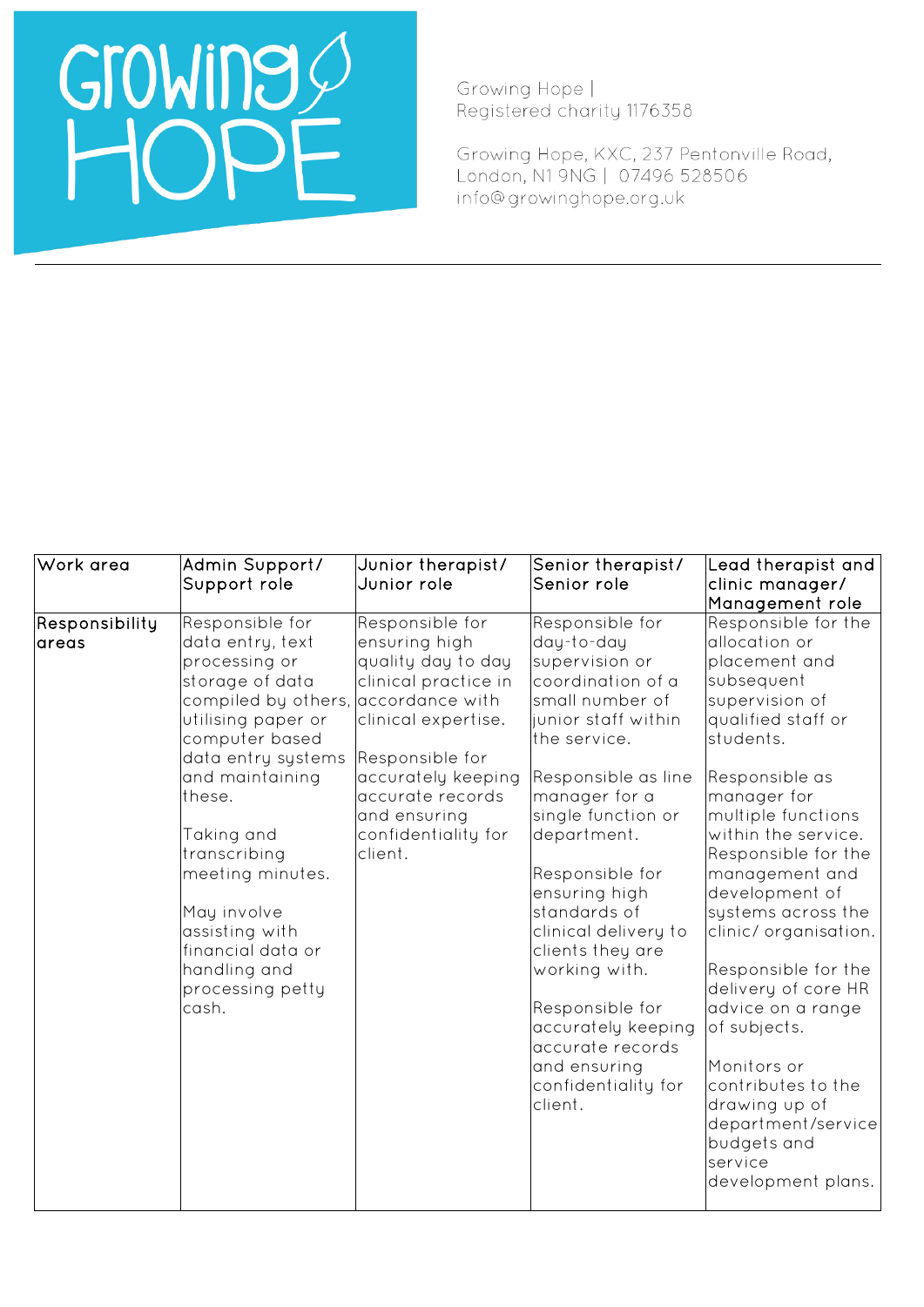Growing Hope | Registered charity 1176358

Growing Hope, KXC, 237 Pentonville Road, London, N1 9NG | 07496 528506 info@growinghope.org.uk

| Work area | Admin Support/ Support role | Junior therapist/ Junior role | Senior therapist/ Senior role | Lead therapist and clinic manager/ Management role |
|---|---|---|---|---|
| **Responsibility areas** | Responsible for data entry, text processing or storage of data compiled by others, utilising paper or computer based data entry systems and maintaining these.<br><br>Taking and transcribing meeting minutes.<br><br>May involve assisting with financial data or handling and processing petty cash. | Responsible for ensuring high quality day to day clinical practice in accordance with clinical expertise.<br><br>Responsible for accurately keeping accurate records and ensuring confidentiality for client. | Responsible for day-to-day supervision or coordination of a small number of junior staff within the service.<br><br>Responsible as line manager for a single function or department.<br><br>Responsible for ensuring high standards of clinical delivery to clients they are working with.<br><br>Responsible for accurately keeping accurate records and ensuring confidentiality for client. | Responsible for the allocation or placement and subsequent supervision of qualified staff or students.<br><br>Responsible as manager for multiple functions within the service. Responsible for the management and development of systems across the clinic/ organisation.<br><br>Responsible for the delivery of core HR advice on a range of subjects.<br><br>Monitors or contributes to the drawing up of department/service budgets and service development plans. |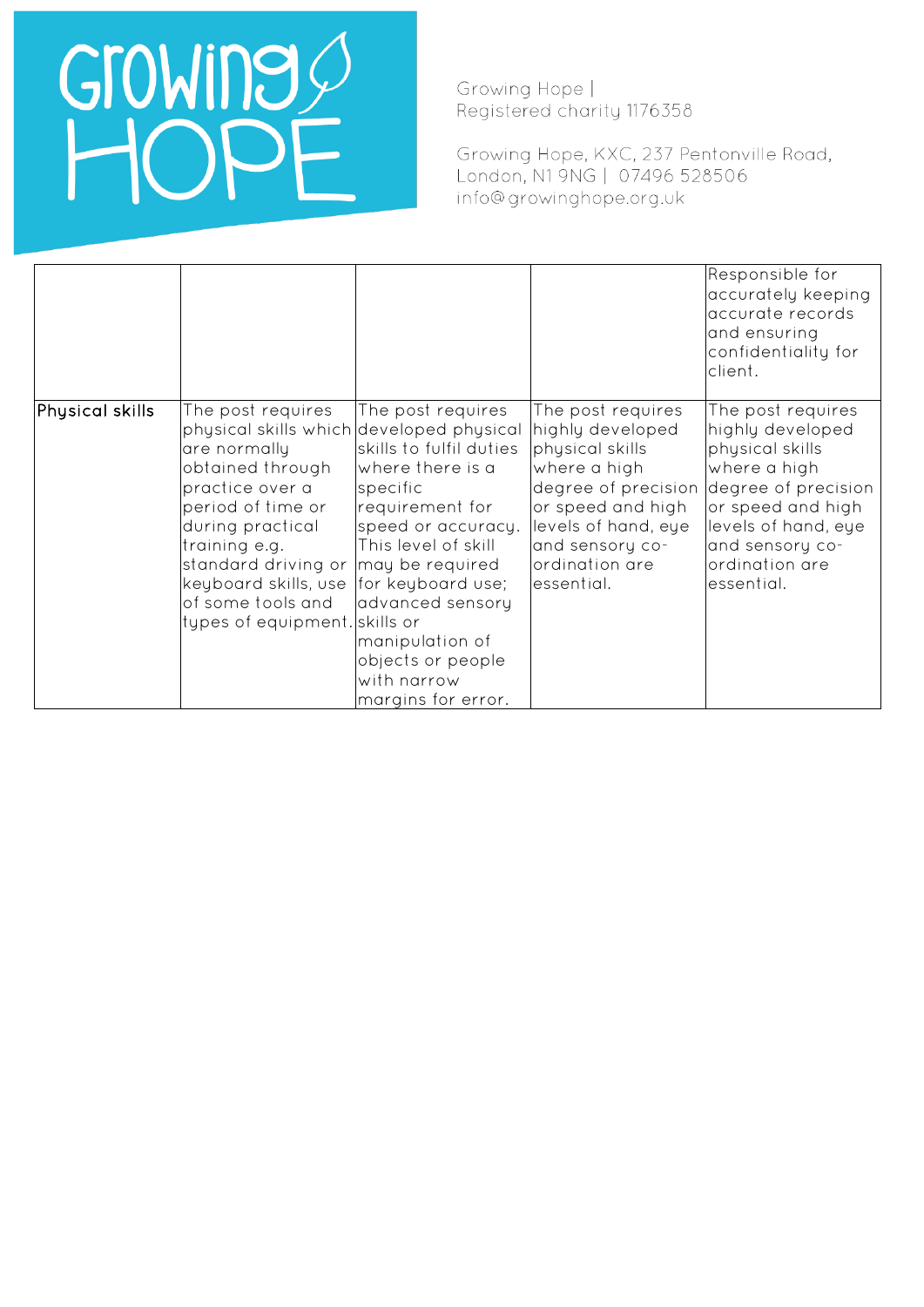| | | | | |
|---|---|---|---|---|
| | | | | Responsible for accurately keeping accurate records and ensuring confidentiality for client. |
| **Physical skills** | The post requires physical skills which are normally obtained through practice over a period of time or during practical training e.g. standard driving or keyboard skills, use of some tools and types of equipment. | The post requires developed physical skills to fulfil duties where there is a specific requirement for speed or accuracy. This level of skill may be required for keyboard use; advanced sensory skills or manipulation of objects or people with narrow margins for error. | The post requires highly developed physical skills where a high degree of precision or speed and high levels of hand, eye and sensory co-ordination are essential. | The post requires highly developed physical skills where a high degree of precision or speed and high levels of hand, eye and sensory co-ordination are essential. |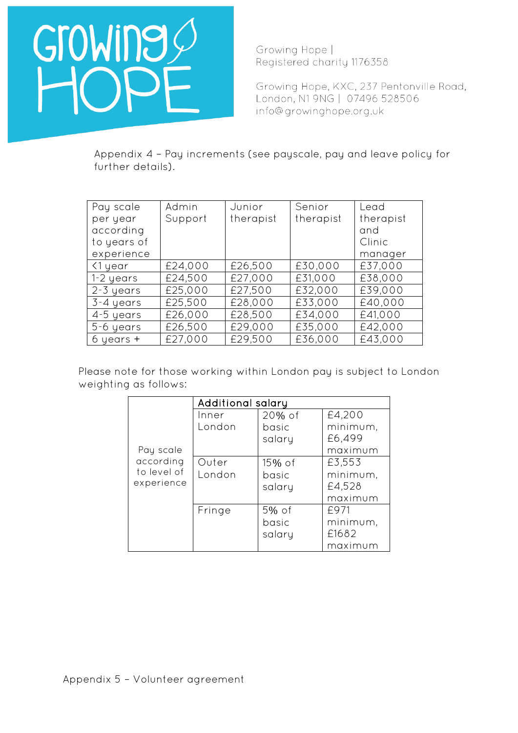Growing Hope | Registered charity 1176358

Growing Hope, KXC, 237 Pentonville Road, London, N1 9NG | 07496 528506
info@growinghope.org.uk

Appendix 4 – Pay increments (see payscale, pay and leave policy for further details).

| Pay scale per year according to years of experience | Admin Support | Junior therapist | Senior therapist | Lead therapist and Clinic manager |
|---|---|---|---|---|
| <1 year | £24,000 | £26,500 | £30,000 | £37,000 |
| 1-2 years | £24,500 | £27,000 | £31,000 | £38,000 |
| 2-3 years | £25,000 | £27,500 | £32,000 | £39,000 |
| 3-4 years | £25,500 | £28,000 | £33,000 | £40,000 |
| 4-5 years | £26,000 | £28,500 | £34,000 | £41,000 |
| 5-6 years | £26,500 | £29,000 | £35,000 | £42,000 |
| 6 years + | £27,000 | £29,500 | £36,000 | £43,000 |

Please note for those working within London pay is subject to London weighting as follows:

| | Additional salary | | |
|---|---|---|---|
| Pay scale according to level of experience | Inner London | 20% of basic salary | £4,200 minimum, £6,499 maximum |
| | Outer London | 15% of basic salary | £3,553 minimum, £4,528 maximum |
| | Fringe | 5% of basic salary | £971 minimum, £1682 maximum |

Appendix 5 – Volunteer agreement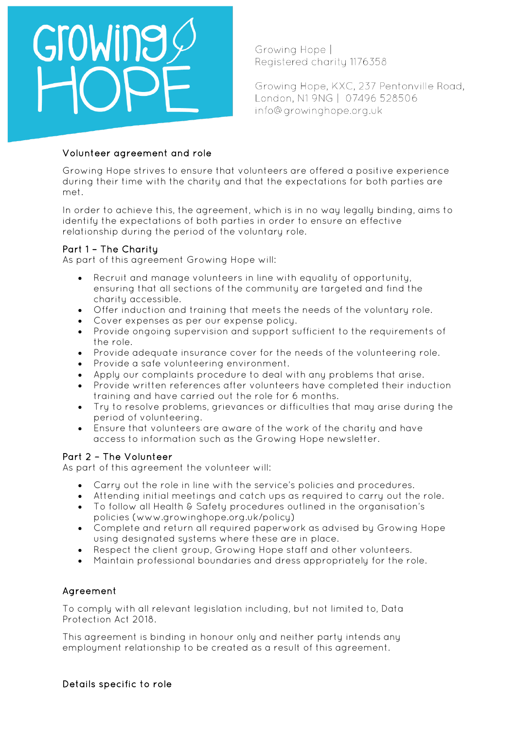Growing Hope |
Registered charity 1176358

Growing Hope, KXC, 237 Pentonville Road, London, N1 9NG | 07496 528506
info@growinghope.org.uk

## Volunteer agreement and role

Growing Hope strives to ensure that volunteers are offered a positive experience during their time with the charity and that the expectations for both parties are met.

In order to achieve this, the agreement, which is in no way legally binding, aims to identify the expectations of both parties in order to ensure an effective relationship during the period of the voluntary role.

### Part 1 – The Charity

As part of this agreement Growing Hope will:

- Recruit and manage volunteers in line with equality of opportunity, ensuring that all sections of the community are targeted and find the charity accessible.
- Offer induction and training that meets the needs of the voluntary role.
- Cover expenses as per our expense policy.
- Provide ongoing supervision and support sufficient to the requirements of the role.
- Provide adequate insurance cover for the needs of the volunteering role.
- Provide a safe volunteering environment.
- Apply our complaints procedure to deal with any problems that arise.
- Provide written references after volunteers have completed their induction training and have carried out the role for 6 months.
- Try to resolve problems, grievances or difficulties that may arise during the period of volunteering.
- Ensure that volunteers are aware of the work of the charity and have access to information such as the Growing Hope newsletter.

### Part 2 – The Volunteer

As part of this agreement the volunteer will:

- Carry out the role in line with the service's policies and procedures.
- Attending initial meetings and catch ups as required to carry out the role.
- To follow all Health & Safety procedures outlined in the organisation's policies (www.growinghope.org.uk/policy)
- Complete and return all required paperwork as advised by Growing Hope using designated systems where these are in place.
- Respect the client group, Growing Hope staff and other volunteers.
- Maintain professional boundaries and dress appropriately for the role.

## Agreement

To comply with all relevant legislation including, but not limited to, Data Protection Act 2018.

This agreement is binding in honour only and neither party intends any employment relationship to be created as a result of this agreement.

## Details specific to role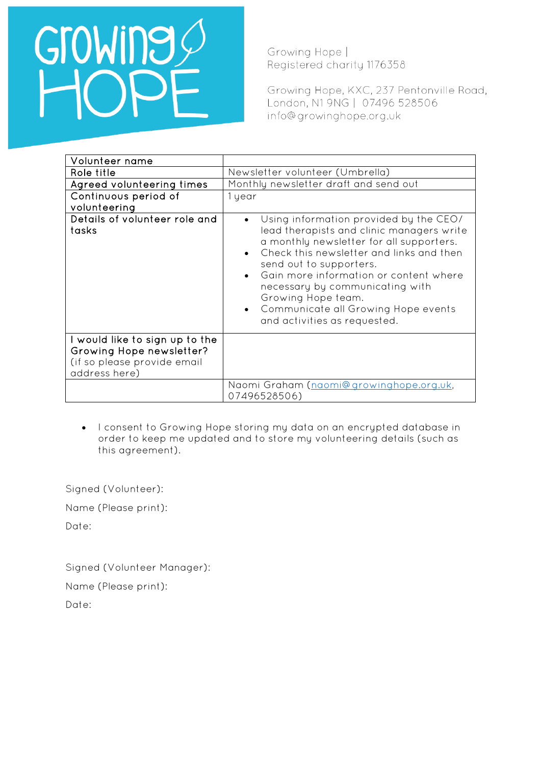Growing HOPE

Growing Hope |
Registered charity 1176358

Growing Hope, KXC, 237 Pentonville Road,
London, N1 9NG | 07496 528506
info@growinghope.org.uk

| | |
|---|---|
| Volunteer name | |
| Role title | Newsletter volunteer (Umbrella) |
| Agreed volunteering times | Monthly newsletter draft and send out |
| Continuous period of volunteering | 1 year |
| Details of volunteer role and tasks | • Using information provided by the CEO/ lead therapists and clinic managers write a monthly newsletter for all supporters.<br>• Check this newsletter and links and then send out to supporters.<br>• Gain more information or content where necessary by communicating with Growing Hope team.<br>• Communicate all Growing Hope events and activities as requested. |
| I would like to sign up to the Growing Hope newsletter? (if so please provide email address here) | |
| | Naomi Graham (naomi@growinghope.org.uk, 07496528506) |

- I consent to Growing Hope storing my data on an encrypted database in order to keep me updated and to store my volunteering details (such as this agreement).

Signed (Volunteer):

Name (Please print):

Date:

Signed (Volunteer Manager):

Name (Please print):

Date: